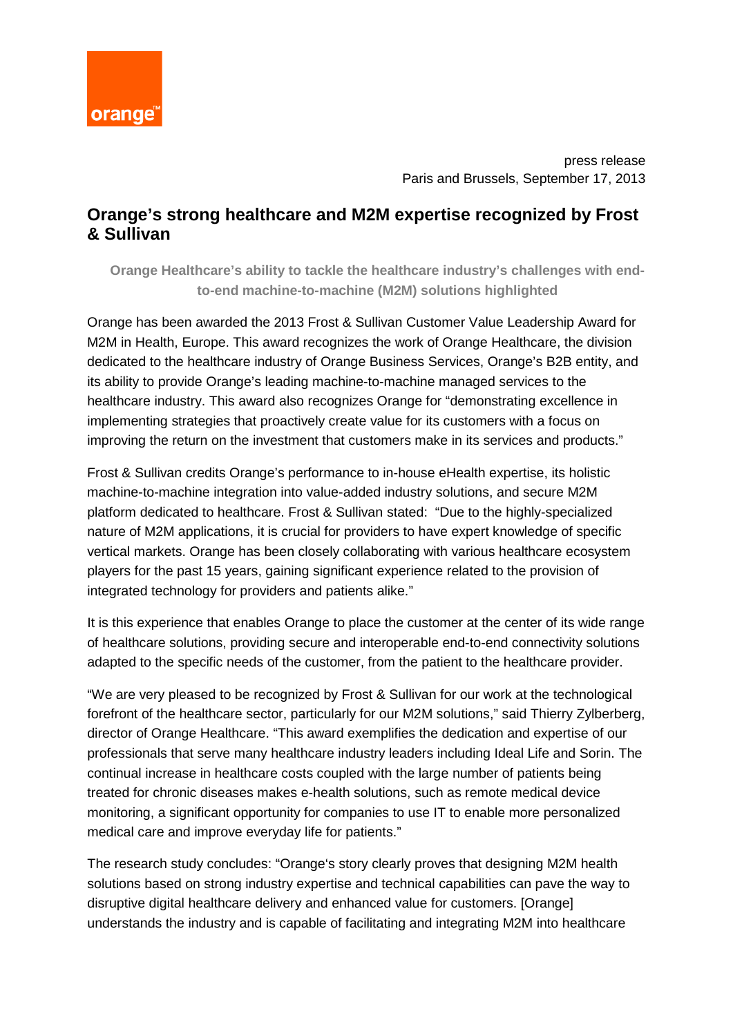orange™

press release
Paris and Brussels, September 17, 2013

# Orange's strong healthcare and M2M expertise recognized by Frost & Sullivan

**Orange Healthcare's ability to tackle the healthcare industry's challenges with end-to-end machine-to-machine (M2M) solutions highlighted**

Orange has been awarded the 2013 Frost & Sullivan Customer Value Leadership Award for M2M in Health, Europe. This award recognizes the work of Orange Healthcare, the division dedicated to the healthcare industry of Orange Business Services, Orange's B2B entity, and its ability to provide Orange's leading machine-to-machine managed services to the healthcare industry. This award also recognizes Orange for "demonstrating excellence in implementing strategies that proactively create value for its customers with a focus on improving the return on the investment that customers make in its services and products."

Frost & Sullivan credits Orange's performance to in-house eHealth expertise, its holistic machine-to-machine integration into value-added industry solutions, and secure M2M platform dedicated to healthcare. Frost & Sullivan stated: "Due to the highly-specialized nature of M2M applications, it is crucial for providers to have expert knowledge of specific vertical markets. Orange has been closely collaborating with various healthcare ecosystem players for the past 15 years, gaining significant experience related to the provision of integrated technology for providers and patients alike."

It is this experience that enables Orange to place the customer at the center of its wide range of healthcare solutions, providing secure and interoperable end-to-end connectivity solutions adapted to the specific needs of the customer, from the patient to the healthcare provider.

"We are very pleased to be recognized by Frost & Sullivan for our work at the technological forefront of the healthcare sector, particularly for our M2M solutions," said Thierry Zylberberg, director of Orange Healthcare. "This award exemplifies the dedication and expertise of our professionals that serve many healthcare industry leaders including Ideal Life and Sorin. The continual increase in healthcare costs coupled with the large number of patients being treated for chronic diseases makes e-health solutions, such as remote medical device monitoring, a significant opportunity for companies to use IT to enable more personalized medical care and improve everyday life for patients."

The research study concludes: "Orange's story clearly proves that designing M2M health solutions based on strong industry expertise and technical capabilities can pave the way to disruptive digital healthcare delivery and enhanced value for customers. [Orange] understands the industry and is capable of facilitating and integrating M2M into healthcare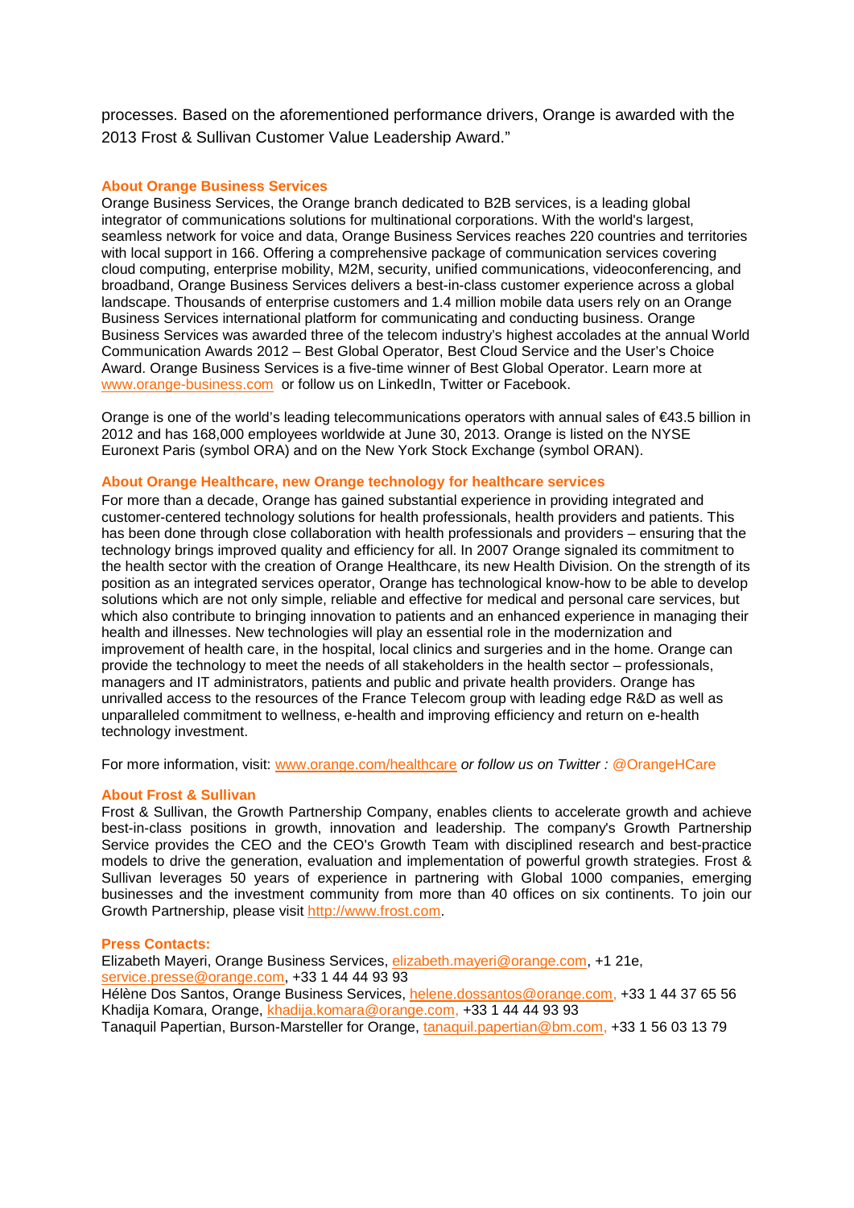processes. Based on the aforementioned performance drivers, Orange is awarded with the 2013 Frost & Sullivan Customer Value Leadership Award."

**About Orange Business Services**

Orange Business Services, the Orange branch dedicated to B2B services, is a leading global integrator of communications solutions for multinational corporations. With the world's largest, seamless network for voice and data, Orange Business Services reaches 220 countries and territories with local support in 166. Offering a comprehensive package of communication services covering cloud computing, enterprise mobility, M2M, security, unified communications, videoconferencing, and broadband, Orange Business Services delivers a best-in-class customer experience across a global landscape. Thousands of enterprise customers and 1.4 million mobile data users rely on an Orange Business Services international platform for communicating and conducting business. Orange Business Services was awarded three of the telecom industry's highest accolades at the annual World Communication Awards 2012 – Best Global Operator, Best Cloud Service and the User's Choice Award. Orange Business Services is a five-time winner of Best Global Operator. Learn more at www.orange-business.com or follow us on LinkedIn, Twitter or Facebook.

Orange is one of the world's leading telecommunications operators with annual sales of €43.5 billion in 2012 and has 168,000 employees worldwide at June 30, 2013. Orange is listed on the NYSE Euronext Paris (symbol ORA) and on the New York Stock Exchange (symbol ORAN).

**About Orange Healthcare, new Orange technology for healthcare services**

For more than a decade, Orange has gained substantial experience in providing integrated and customer-centered technology solutions for health professionals, health providers and patients. This has been done through close collaboration with health professionals and providers – ensuring that the technology brings improved quality and efficiency for all. In 2007 Orange signaled its commitment to the health sector with the creation of Orange Healthcare, its new Health Division. On the strength of its position as an integrated services operator, Orange has technological know-how to be able to develop solutions which are not only simple, reliable and effective for medical and personal care services, but which also contribute to bringing innovation to patients and an enhanced experience in managing their health and illnesses. New technologies will play an essential role in the modernization and improvement of health care, in the hospital, local clinics and surgeries and in the home. Orange can provide the technology to meet the needs of all stakeholders in the health sector – professionals, managers and IT administrators, patients and public and private health providers. Orange has unrivalled access to the resources of the France Telecom group with leading edge R&D as well as unparalleled commitment to wellness, e-health and improving efficiency and return on e-health technology investment.

For more information, visit: www.orange.com/healthcare *or follow us on Twitter :* @OrangeHCare

**About Frost & Sullivan**

Frost & Sullivan, the Growth Partnership Company, enables clients to accelerate growth and achieve best-in-class positions in growth, innovation and leadership. The company's Growth Partnership Service provides the CEO and the CEO's Growth Team with disciplined research and best-practice models to drive the generation, evaluation and implementation of powerful growth strategies. Frost & Sullivan leverages 50 years of experience in partnering with Global 1000 companies, emerging businesses and the investment community from more than 40 offices on six continents. To join our Growth Partnership, please visit http://www.frost.com.

**Press Contacts:**

Elizabeth Mayeri, Orange Business Services, elizabeth.mayeri@orange.com, +1 21e, service.presse@orange.com, +33 1 44 44 93 93
Hélène Dos Santos, Orange Business Services, helene.dossantos@orange.com, +33 1 44 37 65 56
Khadija Komara, Orange, khadija.komara@orange.com, +33 1 44 44 93 93
Tanaquil Papertian, Burson-Marsteller for Orange, tanaquil.papertian@bm.com, +33 1 56 03 13 79